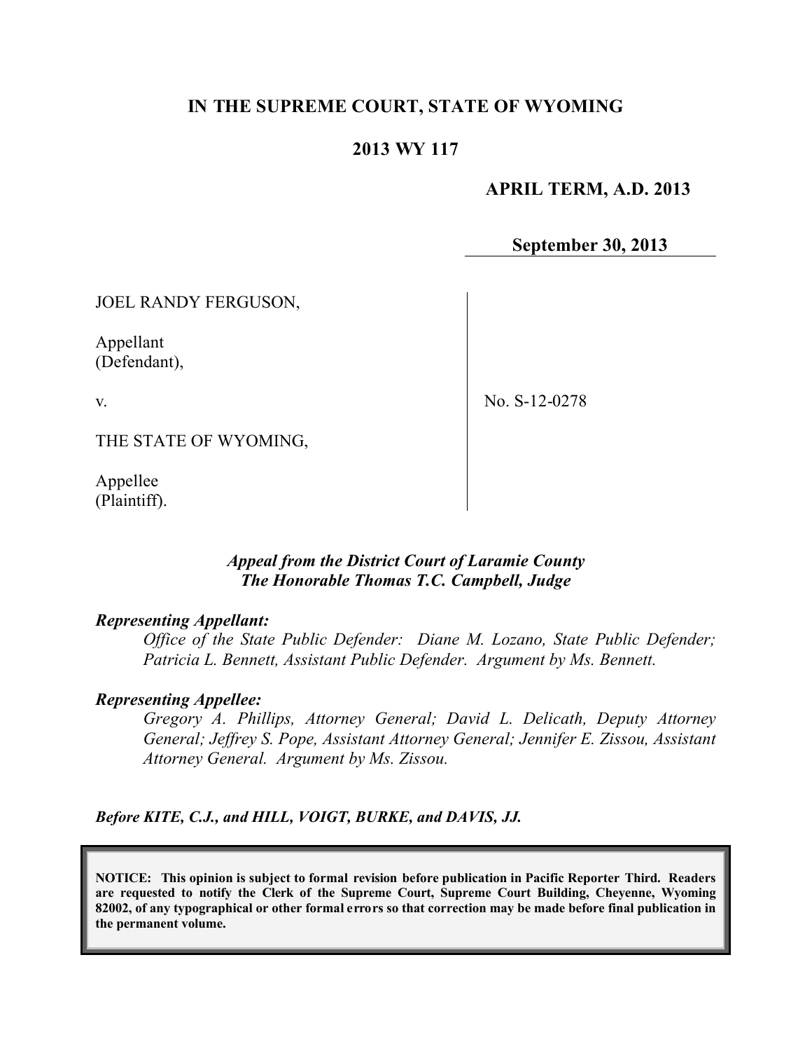# IN THE SUPREME COURT, STATE OF WYOMING

## 2013 WY 117

**APRIL TERM, A.D. 2013**

**September 30, 2013**

JOEL RANDY FERGUSON,

Appellant
(Defendant),

v.

THE STATE OF WYOMING,

Appellee
(Plaintiff).

No. S-12-0278

***Appeal from the District Court of Laramie County***
***The Honorable Thomas T.C. Campbell, Judge***

***Representing Appellant:***

*Office of the State Public Defender: Diane M. Lozano, State Public Defender; Patricia L. Bennett, Assistant Public Defender. Argument by Ms. Bennett.*

***Representing Appellee:***

*Gregory A. Phillips, Attorney General; David L. Delicath, Deputy Attorney General; Jeffrey S. Pope, Assistant Attorney General; Jennifer E. Zissou, Assistant Attorney General. Argument by Ms. Zissou.*

***Before KITE, C.J., and HILL, VOIGT, BURKE, and DAVIS, JJ.***

**NOTICE: This opinion is subject to formal revision before publication in Pacific Reporter Third. Readers are requested to notify the Clerk of the Supreme Court, Supreme Court Building, Cheyenne, Wyoming 82002, of any typographical or other formal errors so that correction may be made before final publication in the permanent volume.**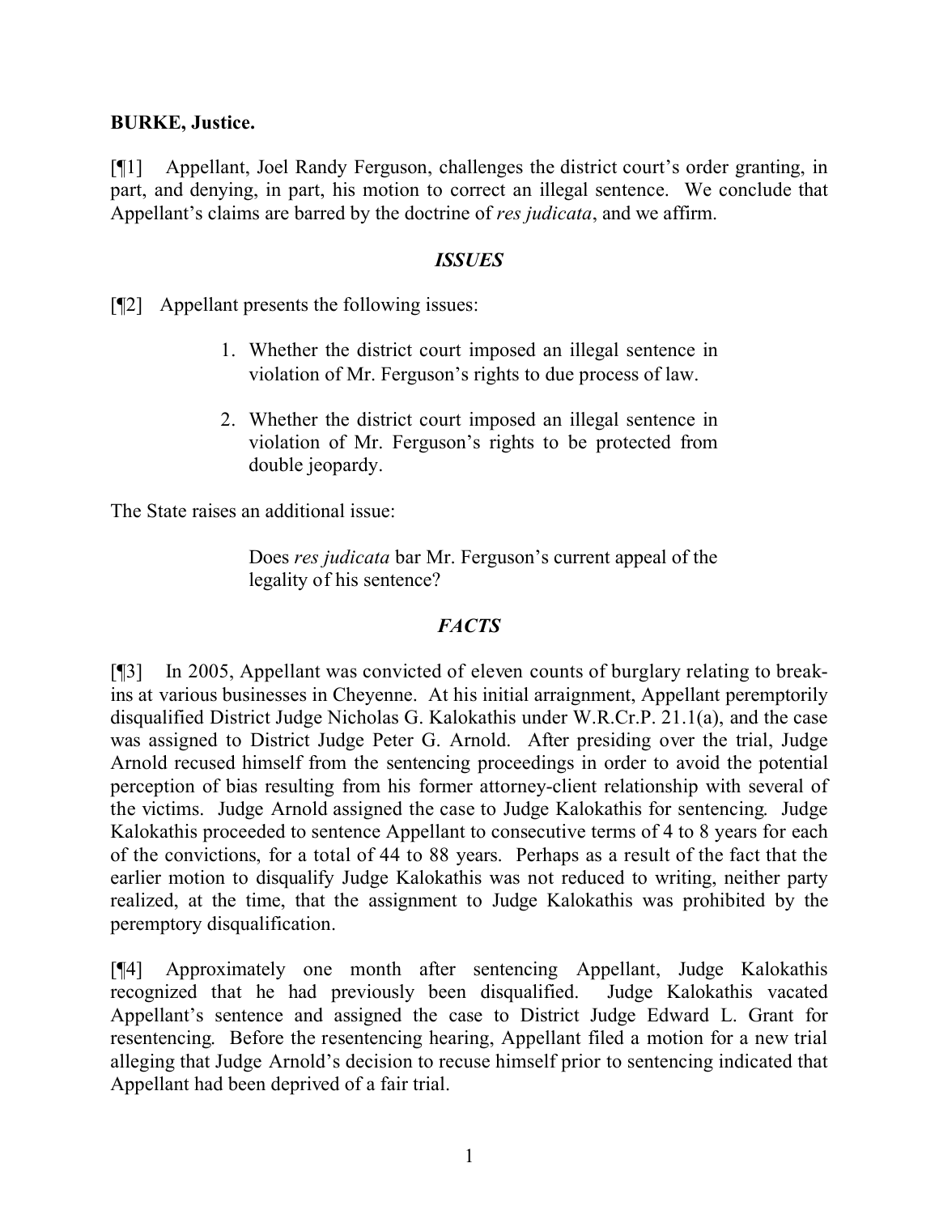**BURKE, Justice.**

[¶1] Appellant, Joel Randy Ferguson, challenges the district court's order granting, in part, and denying, in part, his motion to correct an illegal sentence. We conclude that Appellant's claims are barred by the doctrine of *res judicata*, and we affirm.

## *ISSUES*

[¶2] Appellant presents the following issues:

> 1. Whether the district court imposed an illegal sentence in violation of Mr. Ferguson's rights to due process of law.
>
> 2. Whether the district court imposed an illegal sentence in violation of Mr. Ferguson's rights to be protected from double jeopardy.

The State raises an additional issue:

> Does *res judicata* bar Mr. Ferguson's current appeal of the legality of his sentence?

## *FACTS*

[¶3] In 2005, Appellant was convicted of eleven counts of burglary relating to break-ins at various businesses in Cheyenne. At his initial arraignment, Appellant peremptorily disqualified District Judge Nicholas G. Kalokathis under W.R.Cr.P. 21.1(a), and the case was assigned to District Judge Peter G. Arnold. After presiding over the trial, Judge Arnold recused himself from the sentencing proceedings in order to avoid the potential perception of bias resulting from his former attorney-client relationship with several of the victims. Judge Arnold assigned the case to Judge Kalokathis for sentencing. Judge Kalokathis proceeded to sentence Appellant to consecutive terms of 4 to 8 years for each of the convictions, for a total of 44 to 88 years. Perhaps as a result of the fact that the earlier motion to disqualify Judge Kalokathis was not reduced to writing, neither party realized, at the time, that the assignment to Judge Kalokathis was prohibited by the peremptory disqualification.

[¶4] Approximately one month after sentencing Appellant, Judge Kalokathis recognized that he had previously been disqualified. Judge Kalokathis vacated Appellant's sentence and assigned the case to District Judge Edward L. Grant for resentencing. Before the resentencing hearing, Appellant filed a motion for a new trial alleging that Judge Arnold's decision to recuse himself prior to sentencing indicated that Appellant had been deprived of a fair trial.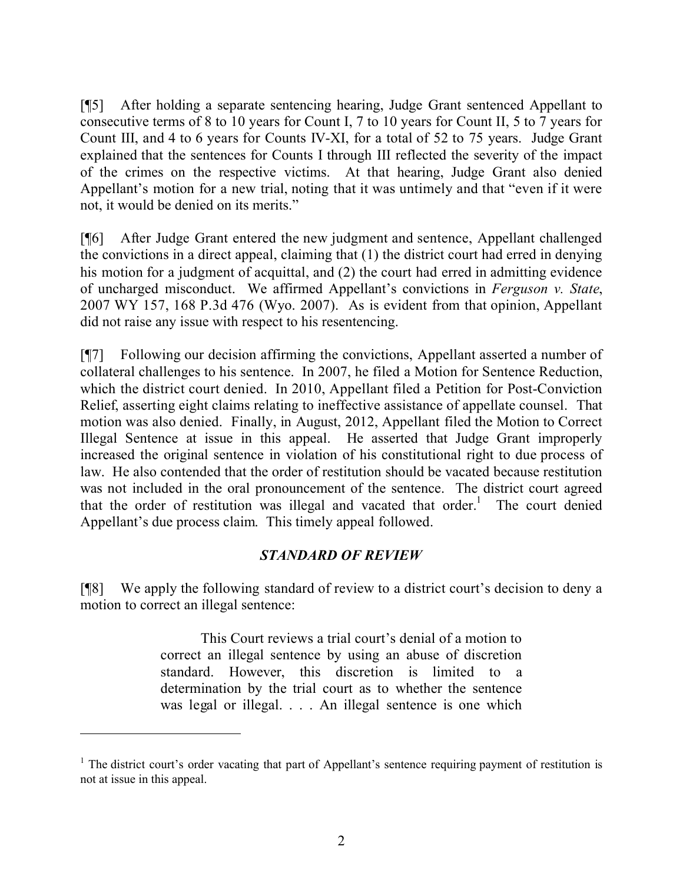[¶5] After holding a separate sentencing hearing, Judge Grant sentenced Appellant to consecutive terms of 8 to 10 years for Count I, 7 to 10 years for Count II, 5 to 7 years for Count III, and 4 to 6 years for Counts IV-XI, for a total of 52 to 75 years. Judge Grant explained that the sentences for Counts I through III reflected the severity of the impact of the crimes on the respective victims. At that hearing, Judge Grant also denied Appellant's motion for a new trial, noting that it was untimely and that "even if it were not, it would be denied on its merits."

[¶6] After Judge Grant entered the new judgment and sentence, Appellant challenged the convictions in a direct appeal, claiming that (1) the district court had erred in denying his motion for a judgment of acquittal, and (2) the court had erred in admitting evidence of uncharged misconduct. We affirmed Appellant's convictions in *Ferguson v. State*, 2007 WY 157, 168 P.3d 476 (Wyo. 2007). As is evident from that opinion, Appellant did not raise any issue with respect to his resentencing.

[¶7] Following our decision affirming the convictions, Appellant asserted a number of collateral challenges to his sentence. In 2007, he filed a Motion for Sentence Reduction, which the district court denied. In 2010, Appellant filed a Petition for Post-Conviction Relief, asserting eight claims relating to ineffective assistance of appellate counsel. That motion was also denied. Finally, in August, 2012, Appellant filed the Motion to Correct Illegal Sentence at issue in this appeal. He asserted that Judge Grant improperly increased the original sentence in violation of his constitutional right to due process of law. He also contended that the order of restitution should be vacated because restitution was not included in the oral pronouncement of the sentence. The district court agreed that the order of restitution was illegal and vacated that order.[1] The court denied Appellant's due process claim. This timely appeal followed.

## *STANDARD OF REVIEW*

[¶8] We apply the following standard of review to a district court's decision to deny a motion to correct an illegal sentence:

> This Court reviews a trial court's denial of a motion to correct an illegal sentence by using an abuse of discretion standard. However, this discretion is limited to a determination by the trial court as to whether the sentence was legal or illegal. . . . An illegal sentence is one which

---

[1] The district court's order vacating that part of Appellant's sentence requiring payment of restitution is not at issue in this appeal.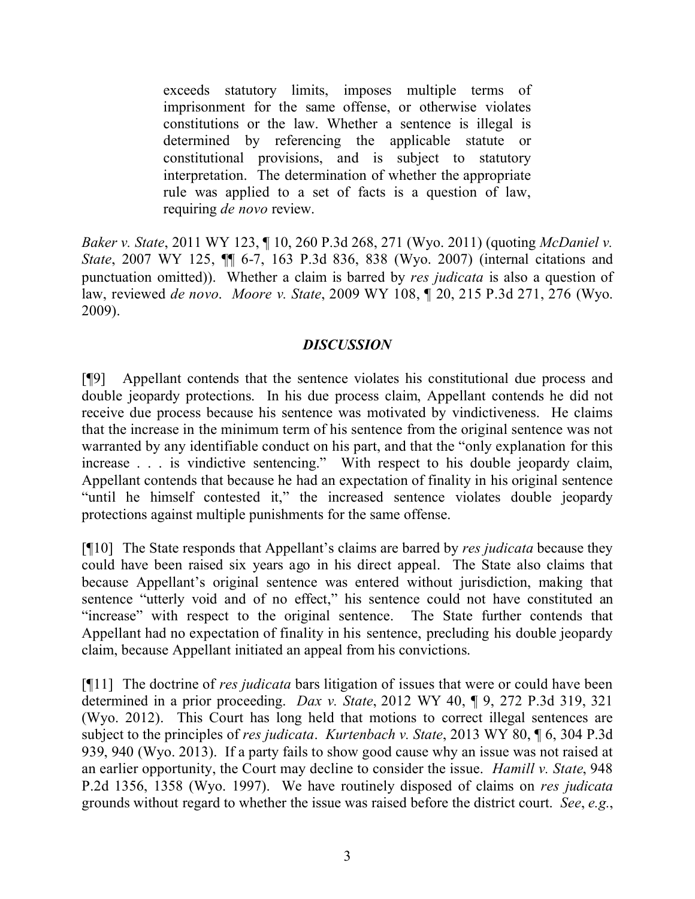> exceeds statutory limits, imposes multiple terms of imprisonment for the same offense, or otherwise violates constitutions or the law. Whether a sentence is illegal is determined by referencing the applicable statute or constitutional provisions, and is subject to statutory interpretation. The determination of whether the appropriate rule was applied to a set of facts is a question of law, requiring *de novo* review.

*Baker v. State*, 2011 WY 123, ¶ 10, 260 P.3d 268, 271 (Wyo. 2011) (quoting *McDaniel v. State*, 2007 WY 125, ¶¶ 6-7, 163 P.3d 836, 838 (Wyo. 2007) (internal citations and punctuation omitted)). Whether a claim is barred by *res judicata* is also a question of law, reviewed *de novo*. *Moore v. State*, 2009 WY 108, ¶ 20, 215 P.3d 271, 276 (Wyo. 2009).

## *DISCUSSION*

[¶9] Appellant contends that the sentence violates his constitutional due process and double jeopardy protections. In his due process claim, Appellant contends he did not receive due process because his sentence was motivated by vindictiveness. He claims that the increase in the minimum term of his sentence from the original sentence was not warranted by any identifiable conduct on his part, and that the "only explanation for this increase . . . is vindictive sentencing." With respect to his double jeopardy claim, Appellant contends that because he had an expectation of finality in his original sentence "until he himself contested it," the increased sentence violates double jeopardy protections against multiple punishments for the same offense.

[¶10] The State responds that Appellant's claims are barred by *res judicata* because they could have been raised six years ago in his direct appeal. The State also claims that because Appellant's original sentence was entered without jurisdiction, making that sentence "utterly void and of no effect," his sentence could not have constituted an "increase" with respect to the original sentence. The State further contends that Appellant had no expectation of finality in his sentence, precluding his double jeopardy claim, because Appellant initiated an appeal from his convictions.

[¶11] The doctrine of *res judicata* bars litigation of issues that were or could have been determined in a prior proceeding. *Dax v. State*, 2012 WY 40, ¶ 9, 272 P.3d 319, 321 (Wyo. 2012). This Court has long held that motions to correct illegal sentences are subject to the principles of *res judicata*. *Kurtenbach v. State*, 2013 WY 80, ¶ 6, 304 P.3d 939, 940 (Wyo. 2013). If a party fails to show good cause why an issue was not raised at an earlier opportunity, the Court may decline to consider the issue. *Hamill v. State*, 948 P.2d 1356, 1358 (Wyo. 1997). We have routinely disposed of claims on *res judicata* grounds without regard to whether the issue was raised before the district court. *See*, *e.g.*,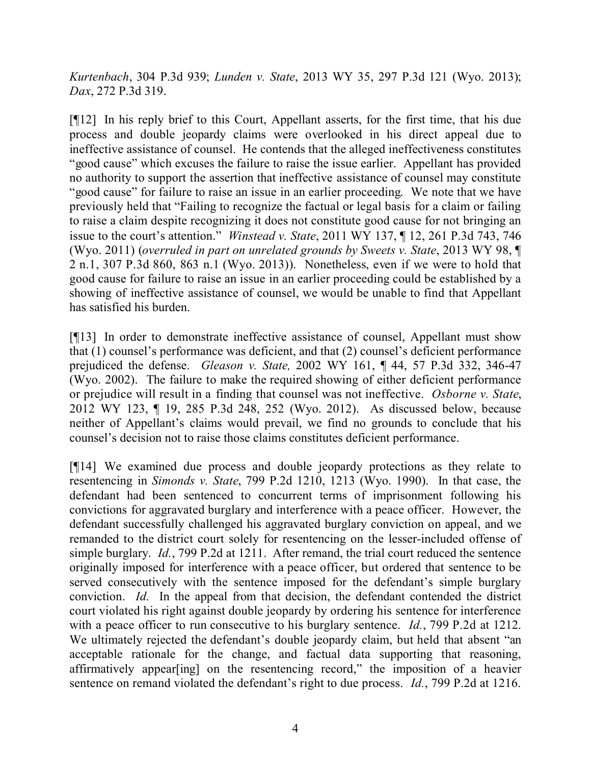*Kurtenbach*, 304 P.3d 939; *Lunden v. State*, 2013 WY 35, 297 P.3d 121 (Wyo. 2013); *Dax*, 272 P.3d 319.

[¶12] In his reply brief to this Court, Appellant asserts, for the first time, that his due process and double jeopardy claims were overlooked in his direct appeal due to ineffective assistance of counsel. He contends that the alleged ineffectiveness constitutes "good cause" which excuses the failure to raise the issue earlier. Appellant has provided no authority to support the assertion that ineffective assistance of counsel may constitute "good cause" for failure to raise an issue in an earlier proceeding. We note that we have previously held that "Failing to recognize the factual or legal basis for a claim or failing to raise a claim despite recognizing it does not constitute good cause for not bringing an issue to the court's attention." *Winstead v. State*, 2011 WY 137, ¶ 12, 261 P.3d 743, 746 (Wyo. 2011) (*overruled in part on unrelated grounds by Sweets v. State*, 2013 WY 98, ¶ 2 n.1, 307 P.3d 860, 863 n.1 (Wyo. 2013)). Nonetheless, even if we were to hold that good cause for failure to raise an issue in an earlier proceeding could be established by a showing of ineffective assistance of counsel, we would be unable to find that Appellant has satisfied his burden.

[¶13] In order to demonstrate ineffective assistance of counsel, Appellant must show that (1) counsel's performance was deficient, and that (2) counsel's deficient performance prejudiced the defense. *Gleason v. State,* 2002 WY 161, ¶ 44, 57 P.3d 332, 346-47 (Wyo. 2002). The failure to make the required showing of either deficient performance or prejudice will result in a finding that counsel was not ineffective. *Osborne v. State*, 2012 WY 123, ¶ 19, 285 P.3d 248, 252 (Wyo. 2012). As discussed below, because neither of Appellant's claims would prevail, we find no grounds to conclude that his counsel's decision not to raise those claims constitutes deficient performance.

[¶14] We examined due process and double jeopardy protections as they relate to resentencing in *Simonds v. State*, 799 P.2d 1210, 1213 (Wyo. 1990). In that case, the defendant had been sentenced to concurrent terms of imprisonment following his convictions for aggravated burglary and interference with a peace officer. However, the defendant successfully challenged his aggravated burglary conviction on appeal, and we remanded to the district court solely for resentencing on the lesser-included offense of simple burglary. *Id.*, 799 P.2d at 1211. After remand, the trial court reduced the sentence originally imposed for interference with a peace officer, but ordered that sentence to be served consecutively with the sentence imposed for the defendant's simple burglary conviction. *Id.* In the appeal from that decision, the defendant contended the district court violated his right against double jeopardy by ordering his sentence for interference with a peace officer to run consecutive to his burglary sentence. *Id.*, 799 P.2d at 1212. We ultimately rejected the defendant's double jeopardy claim, but held that absent "an acceptable rationale for the change, and factual data supporting that reasoning, affirmatively appear[ing] on the resentencing record," the imposition of a heavier sentence on remand violated the defendant's right to due process. *Id.*, 799 P.2d at 1216.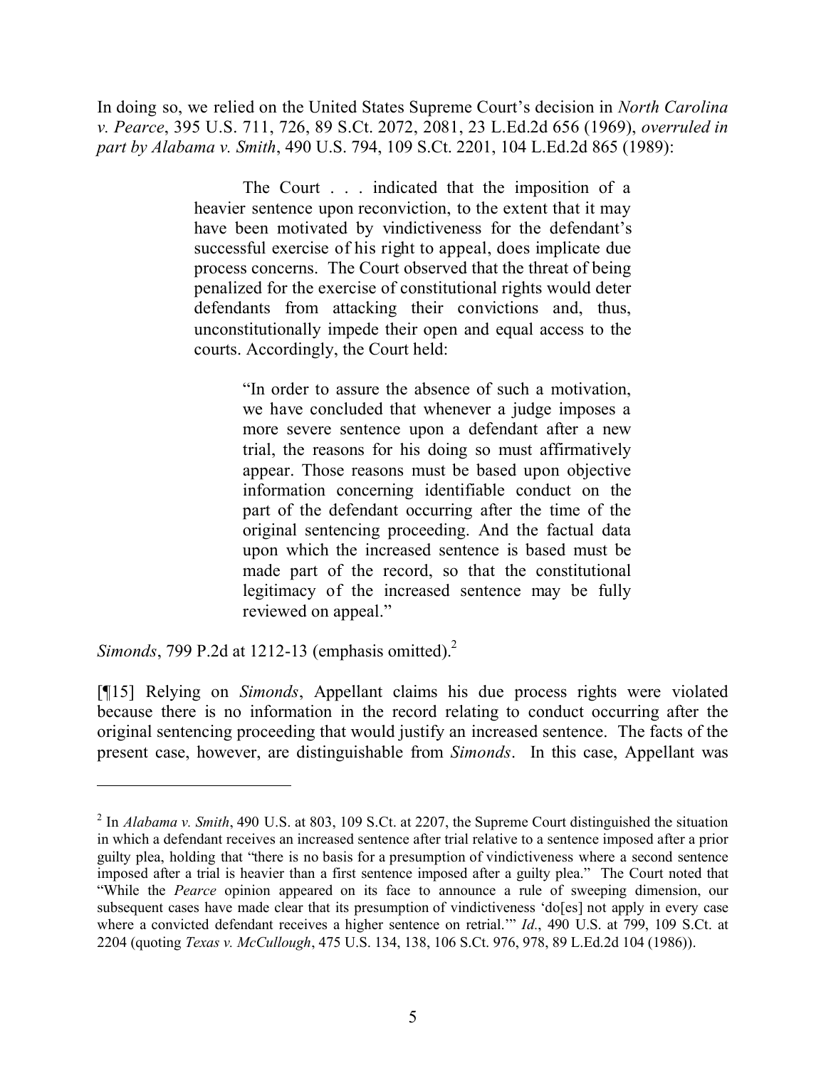In doing so, we relied on the United States Supreme Court's decision in *North Carolina v. Pearce*, 395 U.S. 711, 726, 89 S.Ct. 2072, 2081, 23 L.Ed.2d 656 (1969), *overruled in part by Alabama v. Smith*, 490 U.S. 794, 109 S.Ct. 2201, 104 L.Ed.2d 865 (1989):

> The Court . . . indicated that the imposition of a heavier sentence upon reconviction, to the extent that it may have been motivated by vindictiveness for the defendant's successful exercise of his right to appeal, does implicate due process concerns. The Court observed that the threat of being penalized for the exercise of constitutional rights would deter defendants from attacking their convictions and, thus, unconstitutionally impede their open and equal access to the courts. Accordingly, the Court held:
>
> > "In order to assure the absence of such a motivation, we have concluded that whenever a judge imposes a more severe sentence upon a defendant after a new trial, the reasons for his doing so must affirmatively appear. Those reasons must be based upon objective information concerning identifiable conduct on the part of the defendant occurring after the time of the original sentencing proceeding. And the factual data upon which the increased sentence is based must be made part of the record, so that the constitutional legitimacy of the increased sentence may be fully reviewed on appeal."

*Simonds*, 799 P.2d at 1212-13 (emphasis omitted).[2]

[¶15] Relying on *Simonds*, Appellant claims his due process rights were violated because there is no information in the record relating to conduct occurring after the original sentencing proceeding that would justify an increased sentence. The facts of the present case, however, are distinguishable from *Simonds*. In this case, Appellant was

---

[2] In *Alabama v. Smith*, 490 U.S. at 803, 109 S.Ct. at 2207, the Supreme Court distinguished the situation in which a defendant receives an increased sentence after trial relative to a sentence imposed after a prior guilty plea, holding that "there is no basis for a presumption of vindictiveness where a second sentence imposed after a trial is heavier than a first sentence imposed after a guilty plea." The Court noted that "While the *Pearce* opinion appeared on its face to announce a rule of sweeping dimension, our subsequent cases have made clear that its presumption of vindictiveness 'do[es] not apply in every case where a convicted defendant receives a higher sentence on retrial.'" *Id.*, 490 U.S. at 799, 109 S.Ct. at 2204 (quoting *Texas v. McCullough*, 475 U.S. 134, 138, 106 S.Ct. 976, 978, 89 L.Ed.2d 104 (1986)).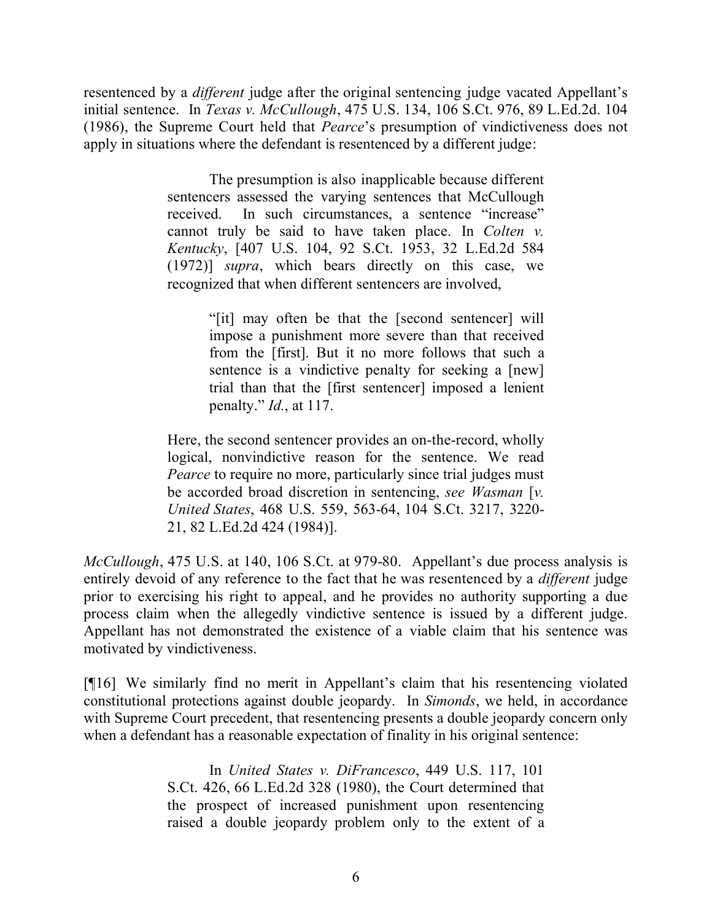resentenced by a *different* judge after the original sentencing judge vacated Appellant's initial sentence. In *Texas v. McCullough*, 475 U.S. 134, 106 S.Ct. 976, 89 L.Ed.2d. 104 (1986), the Supreme Court held that *Pearce*'s presumption of vindictiveness does not apply in situations where the defendant is resentenced by a different judge:

> The presumption is also inapplicable because different sentencers assessed the varying sentences that McCullough received. In such circumstances, a sentence "increase" cannot truly be said to have taken place. In *Colten v. Kentucky*, [407 U.S. 104, 92 S.Ct. 1953, 32 L.Ed.2d 584 (1972)] *supra*, which bears directly on this case, we recognized that when different sentencers are involved,
>
> > "[it] may often be that the [second sentencer] will impose a punishment more severe than that received from the [first]. But it no more follows that such a sentence is a vindictive penalty for seeking a [new] trial than that the [first sentencer] imposed a lenient penalty." *Id.*, at 117.
>
> Here, the second sentencer provides an on-the-record, wholly logical, nonvindictive reason for the sentence. We read *Pearce* to require no more, particularly since trial judges must be accorded broad discretion in sentencing, *see Wasman* [*v. United States*, 468 U.S. 559, 563-64, 104 S.Ct. 3217, 3220-21, 82 L.Ed.2d 424 (1984)].

*McCullough*, 475 U.S. at 140, 106 S.Ct. at 979-80. Appellant's due process analysis is entirely devoid of any reference to the fact that he was resentenced by a *different* judge prior to exercising his right to appeal, and he provides no authority supporting a due process claim when the allegedly vindictive sentence is issued by a different judge. Appellant has not demonstrated the existence of a viable claim that his sentence was motivated by vindictiveness.

[¶16] We similarly find no merit in Appellant's claim that his resentencing violated constitutional protections against double jeopardy. In *Simonds*, we held, in accordance with Supreme Court precedent, that resentencing presents a double jeopardy concern only when a defendant has a reasonable expectation of finality in his original sentence:

> In *United States v. DiFrancesco*, 449 U.S. 117, 101 S.Ct. 426, 66 L.Ed.2d 328 (1980), the Court determined that the prospect of increased punishment upon resentencing raised a double jeopardy problem only to the extent of a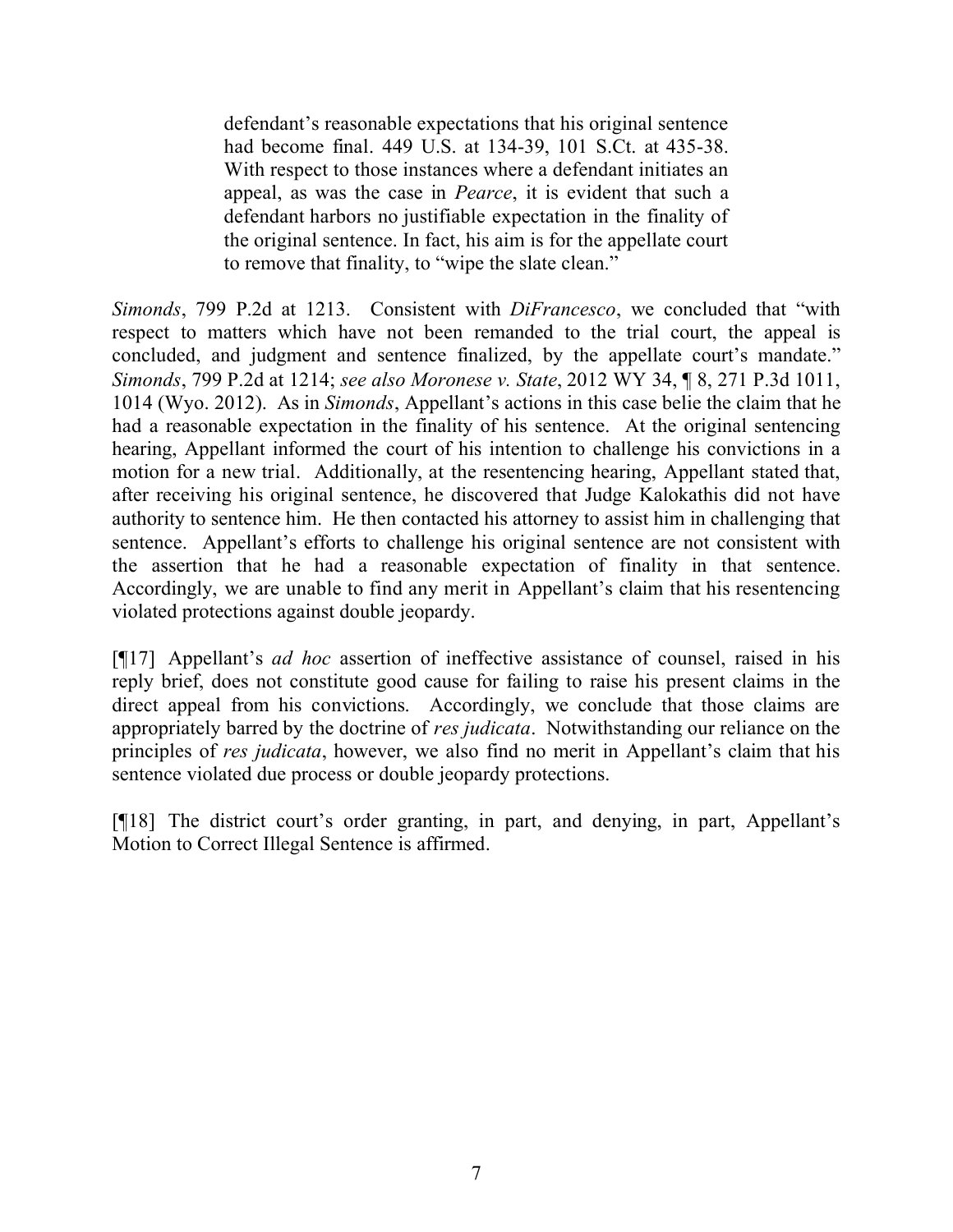> defendant's reasonable expectations that his original sentence had become final. 449 U.S. at 134-39, 101 S.Ct. at 435-38. With respect to those instances where a defendant initiates an appeal, as was the case in *Pearce*, it is evident that such a defendant harbors no justifiable expectation in the finality of the original sentence. In fact, his aim is for the appellate court to remove that finality, to "wipe the slate clean."

*Simonds*, 799 P.2d at 1213. Consistent with *DiFrancesco*, we concluded that "with respect to matters which have not been remanded to the trial court, the appeal is concluded, and judgment and sentence finalized, by the appellate court's mandate." *Simonds*, 799 P.2d at 1214; *see also Moronese v. State*, 2012 WY 34, ¶ 8, 271 P.3d 1011, 1014 (Wyo. 2012). As in *Simonds*, Appellant's actions in this case belie the claim that he had a reasonable expectation in the finality of his sentence. At the original sentencing hearing, Appellant informed the court of his intention to challenge his convictions in a motion for a new trial. Additionally, at the resentencing hearing, Appellant stated that, after receiving his original sentence, he discovered that Judge Kalokathis did not have authority to sentence him. He then contacted his attorney to assist him in challenging that sentence. Appellant's efforts to challenge his original sentence are not consistent with the assertion that he had a reasonable expectation of finality in that sentence. Accordingly, we are unable to find any merit in Appellant's claim that his resentencing violated protections against double jeopardy.

[¶17] Appellant's *ad hoc* assertion of ineffective assistance of counsel, raised in his reply brief, does not constitute good cause for failing to raise his present claims in the direct appeal from his convictions. Accordingly, we conclude that those claims are appropriately barred by the doctrine of *res judicata*. Notwithstanding our reliance on the principles of *res judicata*, however, we also find no merit in Appellant's claim that his sentence violated due process or double jeopardy protections.

[¶18] The district court's order granting, in part, and denying, in part, Appellant's Motion to Correct Illegal Sentence is affirmed.